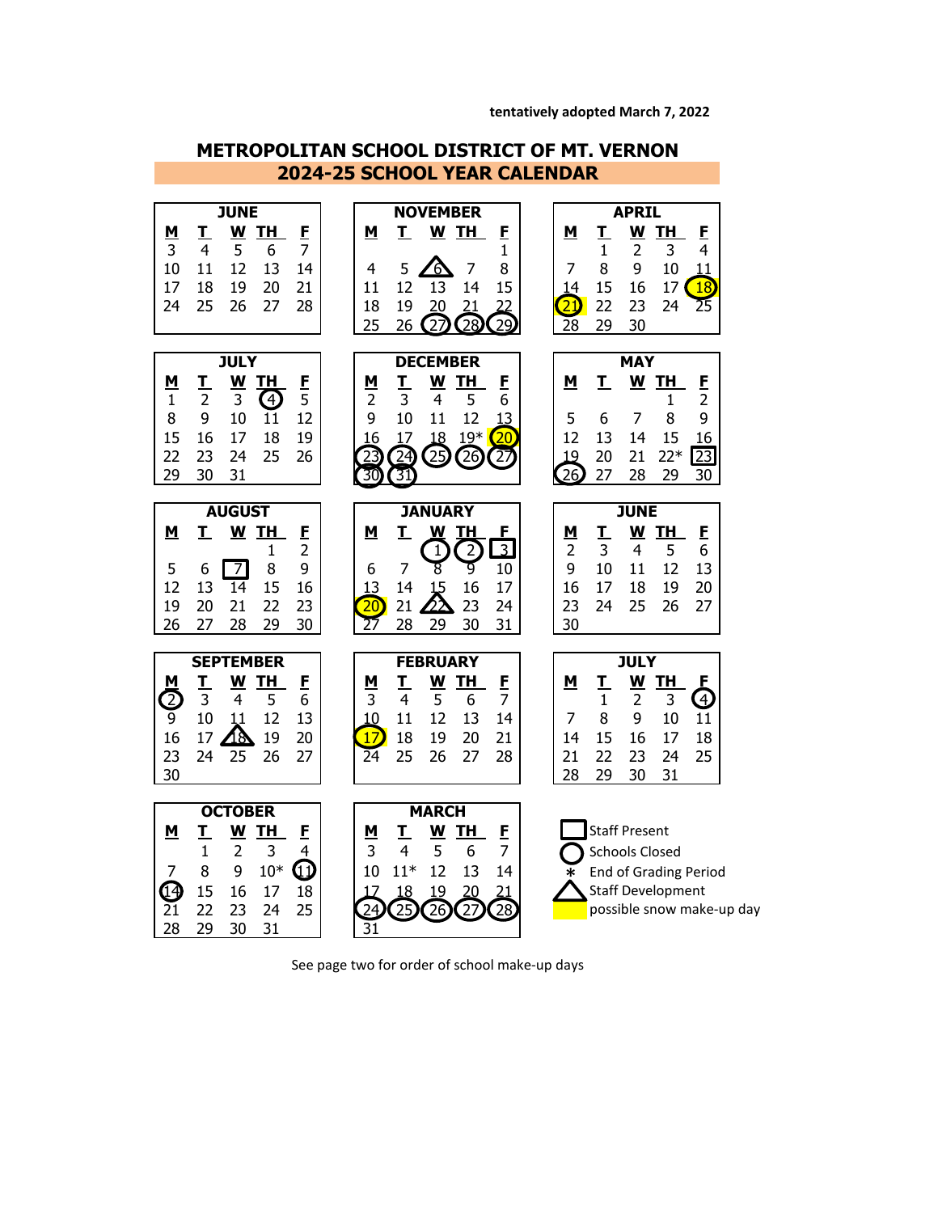tentatively adopted March 7, 2022

# METROPOLITAN SCHOOL DISTRICT OF MT. VERNON

## 2024-25 SCHOOL YEAR CALENDAR

### JUNE

| M | T | W | TH | F |
|---|---|---|---|---|
| 3 | 4 | 5 | 6 | 7 |
| 10 | 11 | 12 | 13 | 14 |
| 17 | 18 | 19 | 20 | 21 |
| 24 | 25 | 26 | 27 | 28 |

### JULY

| M | T | W | TH | F |
|---|---|---|---|---|
| 1 | 2 | 3 | 4 | 5 |
| 8 | 9 | 10 | 11 | 12 |
| 15 | 16 | 17 | 18 | 19 |
| 22 | 23 | 24 | 25 | 26 |
| 29 | 30 | 31 | | |

### AUGUST

| M | T | W | TH | F |
|---|---|---|---|---|
| | | | 1 | 2 |
| 5 | 6 | 7 | 8 | 9 |
| 12 | 13 | 14 | 15 | 16 |
| 19 | 20 | 21 | 22 | 23 |
| 26 | 27 | 28 | 29 | 30 |

### SEPTEMBER

| M | T | W | TH | F |
|---|---|---|---|---|
| 2 | 3 | 4 | 5 | 6 |
| 9 | 10 | 11 | 12 | 13 |
| 16 | 17 | 18 | 19 | 20 |
| 23 | 24 | 25 | 26 | 27 |
| 30 | | | | |

### OCTOBER

| M | T | W | TH | F |
|---|---|---|---|---|
| | 1 | 2 | 3 | 4 |
| 7 | 8 | 9 | 10* | 11 |
| 14 | 15 | 16 | 17 | 18 |
| 21 | 22 | 23 | 24 | 25 |
| 28 | 29 | 30 | 31 | |

### NOVEMBER

| M | T | W | TH | F |
|---|---|---|---|---|
| | | | | 1 |
| 4 | 5 | 6 | 7 | 8 |
| 11 | 12 | 13 | 14 | 15 |
| 18 | 19 | 20 | 21 | 22 |
| 25 | 26 | 27 | 28 | 29 |

### DECEMBER

| M | T | W | TH | F |
|---|---|---|---|---|
| 2 | 3 | 4 | 5 | 6 |
| 9 | 10 | 11 | 12 | 13 |
| 16 | 17 | 18 | 19* | 20 |
| 23 | 24 | 25 | 26 | 27 |
| 30 | 31 | | | |

### JANUARY

| M | T | W | TH | F |
|---|---|---|---|---|
| | | 1 | 2 | 3 |
| 6 | 7 | 8 | 9 | 10 |
| 13 | 14 | 15 | 16 | 17 |
| 20 | 21 | 22 | 23 | 24 |
| 27 | 28 | 29 | 30 | 31 |

### FEBRUARY

| M | T | W | TH | F |
|---|---|---|---|---|
| 3 | 4 | 5 | 6 | 7 |
| 10 | 11 | 12 | 13 | 14 |
| 17 | 18 | 19 | 20 | 21 |
| 24 | 25 | 26 | 27 | 28 |

### MARCH

| M | T | W | TH | F |
|---|---|---|---|---|
| 3 | 4 | 5 | 6 | 7 |
| 10 | 11* | 12 | 13 | 14 |
| 17 | 18 | 19 | 20 | 21 |
| 24 | 25 | 26 | 27 | 28 |
| 31 | | | | |

### APRIL

| M | T | W | TH | F |
|---|---|---|---|---|
| | 1 | 2 | 3 | 4 |
| 7 | 8 | 9 | 10 | 11 |
| 14 | 15 | 16 | 17 | 18 |
| 21 | 22 | 23 | 24 | 25 |
| 28 | 29 | 30 | | |

### MAY

| M | T | W | TH | F |
|---|---|---|---|---|
| | | | 1 | 2 |
| 5 | 6 | 7 | 8 | 9 |
| 12 | 13 | 14 | 15 | 16 |
| 19 | 20 | 21 | 22* | 23 |
| 26 | 27 | 28 | 29 | 30 |

### JUNE

| M | T | W | TH | F |
|---|---|---|---|---|
| 2 | 3 | 4 | 5 | 6 |
| 9 | 10 | 11 | 12 | 13 |
| 16 | 17 | 18 | 19 | 20 |
| 23 | 24 | 25 | 26 | 27 |
| 30 | | | | |

### JULY

| M | T | W | TH | F |
|---|---|---|---|---|
| | 1 | 2 | 3 | 4 |
| 7 | 8 | 9 | 10 | 11 |
| 14 | 15 | 16 | 17 | 18 |
| 21 | 22 | 23 | 24 | 25 |
| 28 | 29 | 30 | 31 | |

**Legend:**

- Square: Staff Present (August 7, January 3, May 23)
- Circle: Schools Closed (July 4, 2024; September 2; October 11, 14; November 27, 28, 29; December 20, 23, 24, 25, 26, 27, 30, 31; January 1, 2, 20; February 17; March 24, 25, 26, 27, 28; April 18, 21; May 26; July 4, 2025)
- \* End of Grading Period
- Triangle: Staff Development (September 18, November 6, January 22)
- Yellow highlight: possible snow make-up day (December 20, January 20, February 17, April 18, April 21)

See page two for order of school make-up days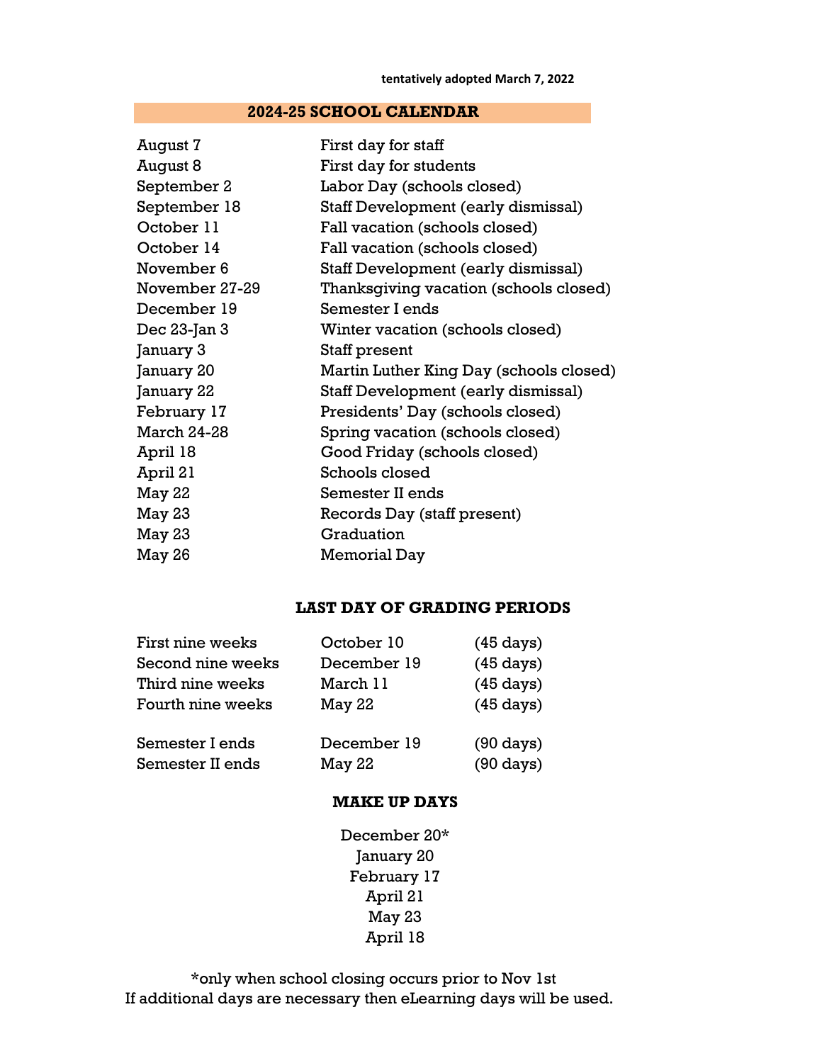tentatively adopted March 7, 2022

## 2024-25 SCHOOL CALENDAR

| | |
|---|---|
| August 7 | First day for staff |
| August 8 | First day for students |
| September 2 | Labor Day (schools closed) |
| September 18 | Staff Development (early dismissal) |
| October 11 | Fall vacation (schools closed) |
| October 14 | Fall vacation (schools closed) |
| November 6 | Staff Development (early dismissal) |
| November 27-29 | Thanksgiving vacation (schools closed) |
| December 19 | Semester I ends |
| Dec 23-Jan 3 | Winter vacation (schools closed) |
| January 3 | Staff present |
| January 20 | Martin Luther King Day (schools closed) |
| January 22 | Staff Development (early dismissal) |
| February 17 | Presidents' Day (schools closed) |
| March 24-28 | Spring vacation (schools closed) |
| April 18 | Good Friday (schools closed) |
| April 21 | Schools closed |
| May 22 | Semester II ends |
| May 23 | Records Day (staff present) |
| May 23 | Graduation |
| May 26 | Memorial Day |

## LAST DAY OF GRADING PERIODS

| | | |
|---|---|---|
| First nine weeks | October 10 | (45 days) |
| Second nine weeks | December 19 | (45 days) |
| Third nine weeks | March 11 | (45 days) |
| Fourth nine weeks | May 22 | (45 days) |
| Semester I ends | December 19 | (90 days) |
| Semester II ends | May 22 | (90 days) |

## MAKE UP DAYS

December 20*
January 20
February 17
April 21
May 23
April 18

*only when school closing occurs prior to Nov 1st
If additional days are necessary then eLearning days will be used.